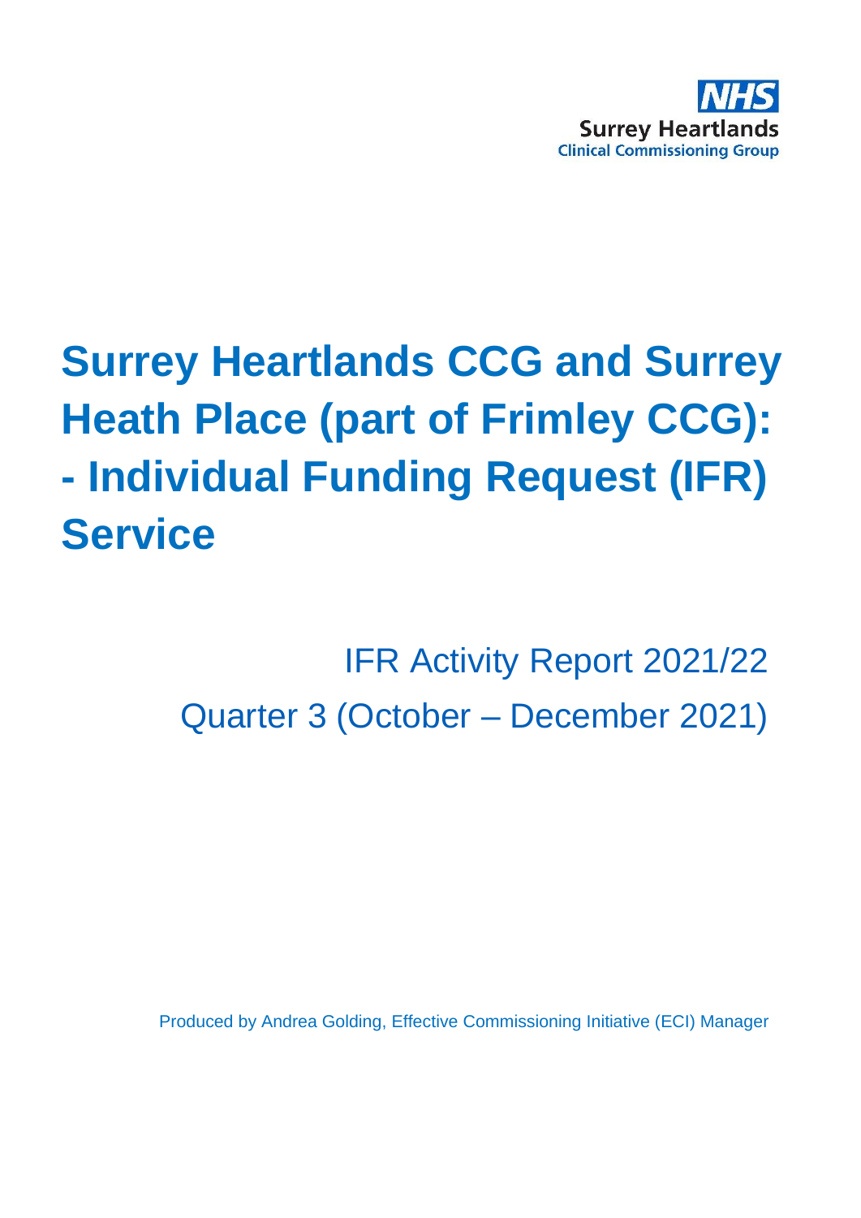NHS
Surrey Heartlands
Clinical Commissioning Group

# Surrey Heartlands CCG and Surrey Heath Place (part of Frimley CCG): - Individual Funding Request (IFR) Service

IFR Activity Report 2021/22

Quarter 3 (October – December 2021)

Produced by Andrea Golding, Effective Commissioning Initiative (ECI) Manager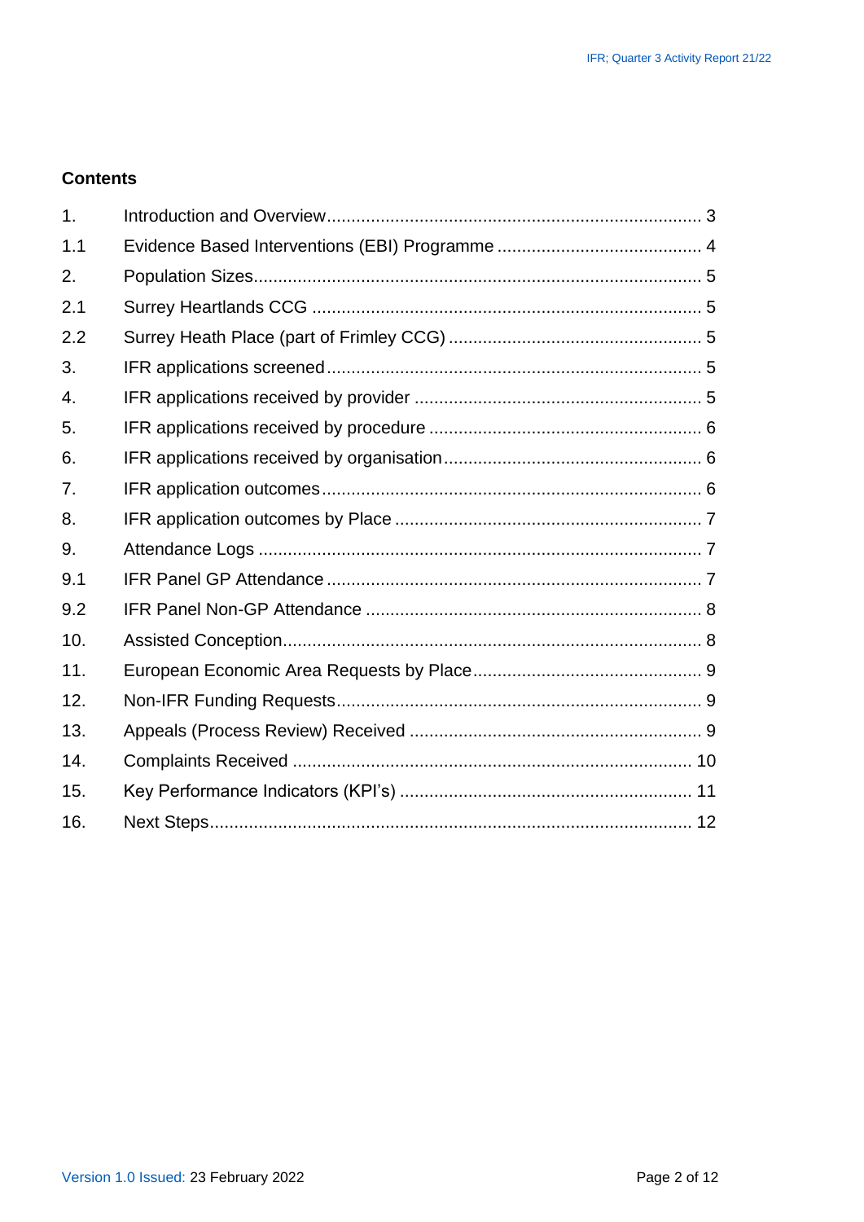## Contents

| | | |
|---|---|---|
| 1. | Introduction and Overview | 3 |
| 1.1 | Evidence Based Interventions (EBI) Programme | 4 |
| 2. | Population Sizes | 5 |
| 2.1 | Surrey Heartlands CCG | 5 |
| 2.2 | Surrey Heath Place (part of Frimley CCG) | 5 |
| 3. | IFR applications screened | 5 |
| 4. | IFR applications received by provider | 5 |
| 5. | IFR applications received by procedure | 6 |
| 6. | IFR applications received by organisation | 6 |
| 7. | IFR application outcomes | 6 |
| 8. | IFR application outcomes by Place | 7 |
| 9. | Attendance Logs | 7 |
| 9.1 | IFR Panel GP Attendance | 7 |
| 9.2 | IFR Panel Non-GP Attendance | 8 |
| 10. | Assisted Conception | 8 |
| 11. | European Economic Area Requests by Place | 9 |
| 12. | Non-IFR Funding Requests | 9 |
| 13. | Appeals (Process Review) Received | 9 |
| 14. | Complaints Received | 10 |
| 15. | Key Performance Indicators (KPI's) | 11 |
| 16. | Next Steps | 12 |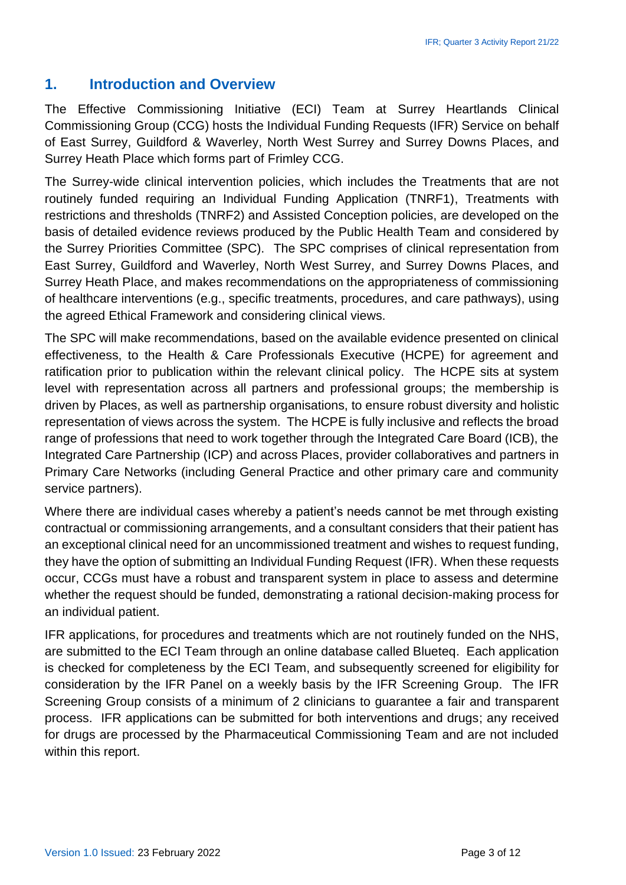## 1. Introduction and Overview

The Effective Commissioning Initiative (ECI) Team at Surrey Heartlands Clinical Commissioning Group (CCG) hosts the Individual Funding Requests (IFR) Service on behalf of East Surrey, Guildford & Waverley, North West Surrey and Surrey Downs Places, and Surrey Heath Place which forms part of Frimley CCG.

The Surrey-wide clinical intervention policies, which includes the Treatments that are not routinely funded requiring an Individual Funding Application (TNRF1), Treatments with restrictions and thresholds (TNRF2) and Assisted Conception policies, are developed on the basis of detailed evidence reviews produced by the Public Health Team and considered by the Surrey Priorities Committee (SPC). The SPC comprises of clinical representation from East Surrey, Guildford and Waverley, North West Surrey, and Surrey Downs Places, and Surrey Heath Place, and makes recommendations on the appropriateness of commissioning of healthcare interventions (e.g., specific treatments, procedures, and care pathways), using the agreed Ethical Framework and considering clinical views.

The SPC will make recommendations, based on the available evidence presented on clinical effectiveness, to the Health & Care Professionals Executive (HCPE) for agreement and ratification prior to publication within the relevant clinical policy. The HCPE sits at system level with representation across all partners and professional groups; the membership is driven by Places, as well as partnership organisations, to ensure robust diversity and holistic representation of views across the system. The HCPE is fully inclusive and reflects the broad range of professions that need to work together through the Integrated Care Board (ICB), the Integrated Care Partnership (ICP) and across Places, provider collaboratives and partners in Primary Care Networks (including General Practice and other primary care and community service partners).

Where there are individual cases whereby a patient's needs cannot be met through existing contractual or commissioning arrangements, and a consultant considers that their patient has an exceptional clinical need for an uncommissioned treatment and wishes to request funding, they have the option of submitting an Individual Funding Request (IFR). When these requests occur, CCGs must have a robust and transparent system in place to assess and determine whether the request should be funded, demonstrating a rational decision-making process for an individual patient.

IFR applications, for procedures and treatments which are not routinely funded on the NHS, are submitted to the ECI Team through an online database called Blueteq. Each application is checked for completeness by the ECI Team, and subsequently screened for eligibility for consideration by the IFR Panel on a weekly basis by the IFR Screening Group. The IFR Screening Group consists of a minimum of 2 clinicians to guarantee a fair and transparent process. IFR applications can be submitted for both interventions and drugs; any received for drugs are processed by the Pharmaceutical Commissioning Team and are not included within this report.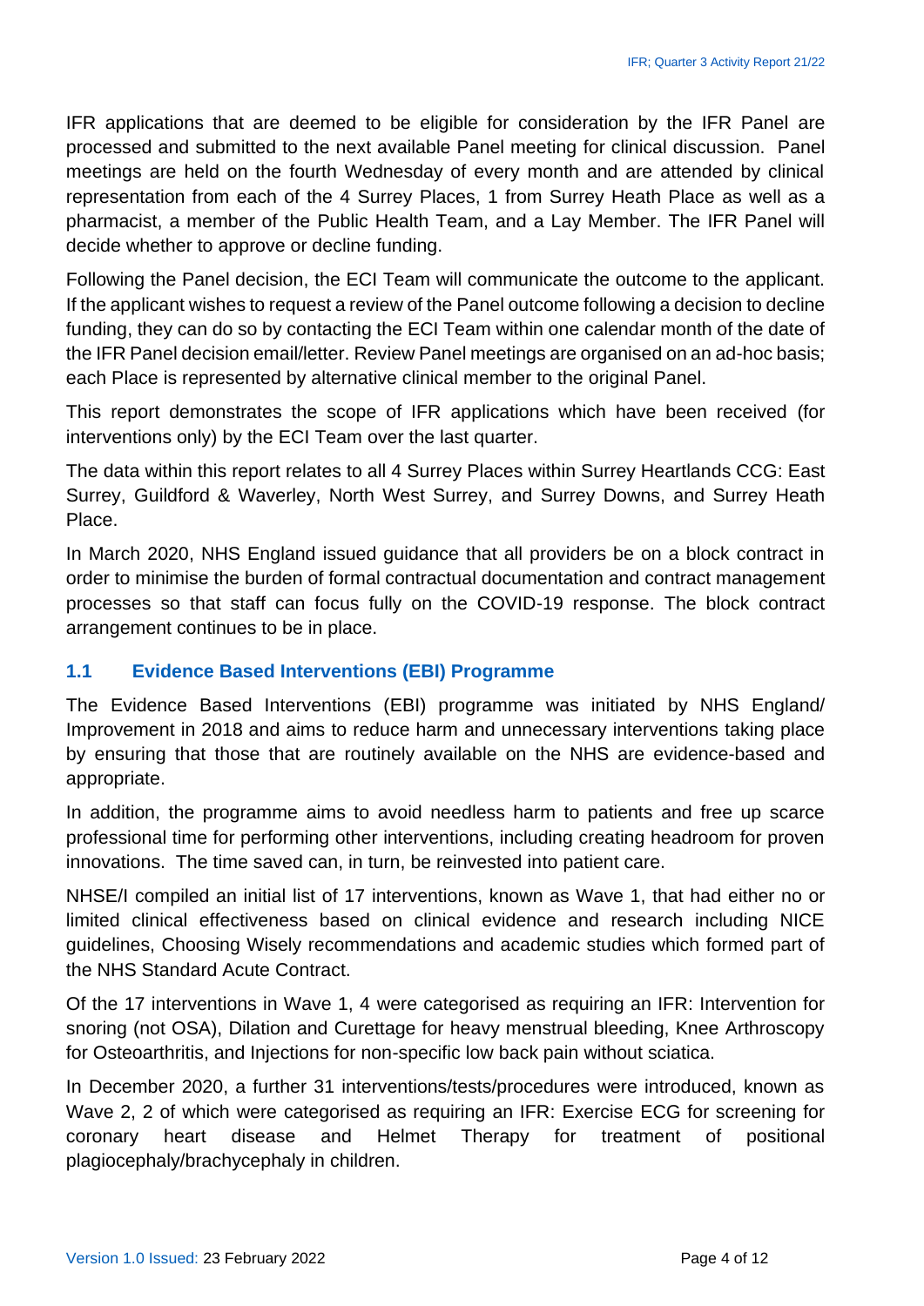IFR applications that are deemed to be eligible for consideration by the IFR Panel are processed and submitted to the next available Panel meeting for clinical discussion. Panel meetings are held on the fourth Wednesday of every month and are attended by clinical representation from each of the 4 Surrey Places, 1 from Surrey Heath Place as well as a pharmacist, a member of the Public Health Team, and a Lay Member. The IFR Panel will decide whether to approve or decline funding.

Following the Panel decision, the ECI Team will communicate the outcome to the applicant. If the applicant wishes to request a review of the Panel outcome following a decision to decline funding, they can do so by contacting the ECI Team within one calendar month of the date of the IFR Panel decision email/letter. Review Panel meetings are organised on an ad-hoc basis; each Place is represented by alternative clinical member to the original Panel.

This report demonstrates the scope of IFR applications which have been received (for interventions only) by the ECI Team over the last quarter.

The data within this report relates to all 4 Surrey Places within Surrey Heartlands CCG: East Surrey, Guildford & Waverley, North West Surrey, and Surrey Downs, and Surrey Heath Place.

In March 2020, NHS England issued guidance that all providers be on a block contract in order to minimise the burden of formal contractual documentation and contract management processes so that staff can focus fully on the COVID-19 response. The block contract arrangement continues to be in place.

### 1.1 Evidence Based Interventions (EBI) Programme

The Evidence Based Interventions (EBI) programme was initiated by NHS England/ Improvement in 2018 and aims to reduce harm and unnecessary interventions taking place by ensuring that those that are routinely available on the NHS are evidence-based and appropriate.

In addition, the programme aims to avoid needless harm to patients and free up scarce professional time for performing other interventions, including creating headroom for proven innovations. The time saved can, in turn, be reinvested into patient care.

NHSE/I compiled an initial list of 17 interventions, known as Wave 1, that had either no or limited clinical effectiveness based on clinical evidence and research including NICE guidelines, Choosing Wisely recommendations and academic studies which formed part of the NHS Standard Acute Contract.

Of the 17 interventions in Wave 1, 4 were categorised as requiring an IFR: Intervention for snoring (not OSA), Dilation and Curettage for heavy menstrual bleeding, Knee Arthroscopy for Osteoarthritis, and Injections for non-specific low back pain without sciatica.

In December 2020, a further 31 interventions/tests/procedures were introduced, known as Wave 2, 2 of which were categorised as requiring an IFR: Exercise ECG for screening for coronary heart disease and Helmet Therapy for treatment of positional plagiocephaly/brachycephaly in children.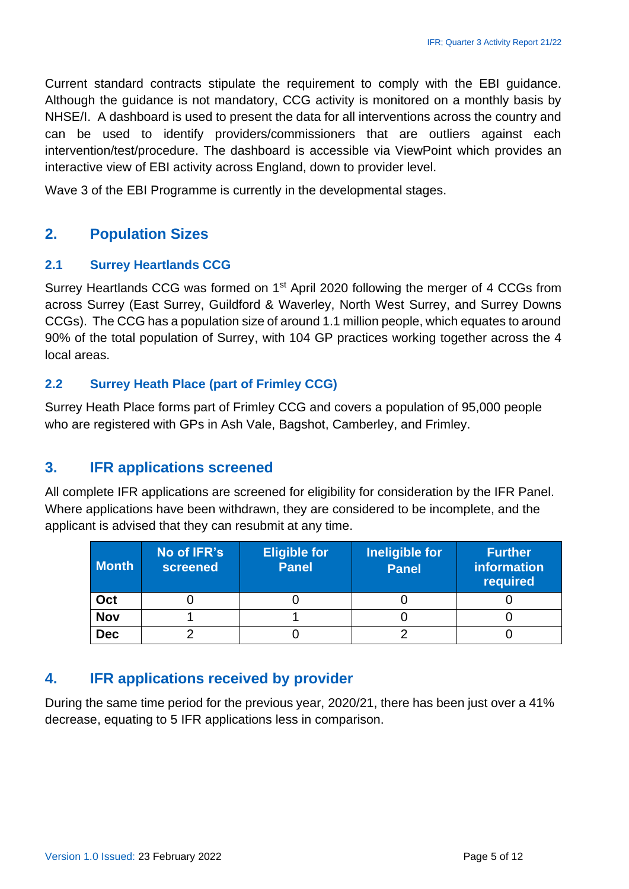Current standard contracts stipulate the requirement to comply with the EBI guidance. Although the guidance is not mandatory, CCG activity is monitored on a monthly basis by NHSE/I. A dashboard is used to present the data for all interventions across the country and can be used to identify providers/commissioners that are outliers against each intervention/test/procedure. The dashboard is accessible via ViewPoint which provides an interactive view of EBI activity across England, down to provider level.

Wave 3 of the EBI Programme is currently in the developmental stages.

## 2. Population Sizes

### 2.1 Surrey Heartlands CCG

Surrey Heartlands CCG was formed on 1st April 2020 following the merger of 4 CCGs from across Surrey (East Surrey, Guildford & Waverley, North West Surrey, and Surrey Downs CCGs). The CCG has a population size of around 1.1 million people, which equates to around 90% of the total population of Surrey, with 104 GP practices working together across the 4 local areas.

### 2.2 Surrey Heath Place (part of Frimley CCG)

Surrey Heath Place forms part of Frimley CCG and covers a population of 95,000 people who are registered with GPs in Ash Vale, Bagshot, Camberley, and Frimley.

## 3. IFR applications screened

All complete IFR applications are screened for eligibility for consideration by the IFR Panel. Where applications have been withdrawn, they are considered to be incomplete, and the applicant is advised that they can resubmit at any time.

| Month | No of IFR's screened | Eligible for Panel | Ineligible for Panel | Further information required |
|---|---|---|---|---|
| **Oct** | 0 | 0 | 0 | 0 |
| **Nov** | 1 | 1 | 0 | 0 |
| **Dec** | 2 | 0 | 2 | 0 |

## 4. IFR applications received by provider

During the same time period for the previous year, 2020/21, there has been just over a 41% decrease, equating to 5 IFR applications less in comparison.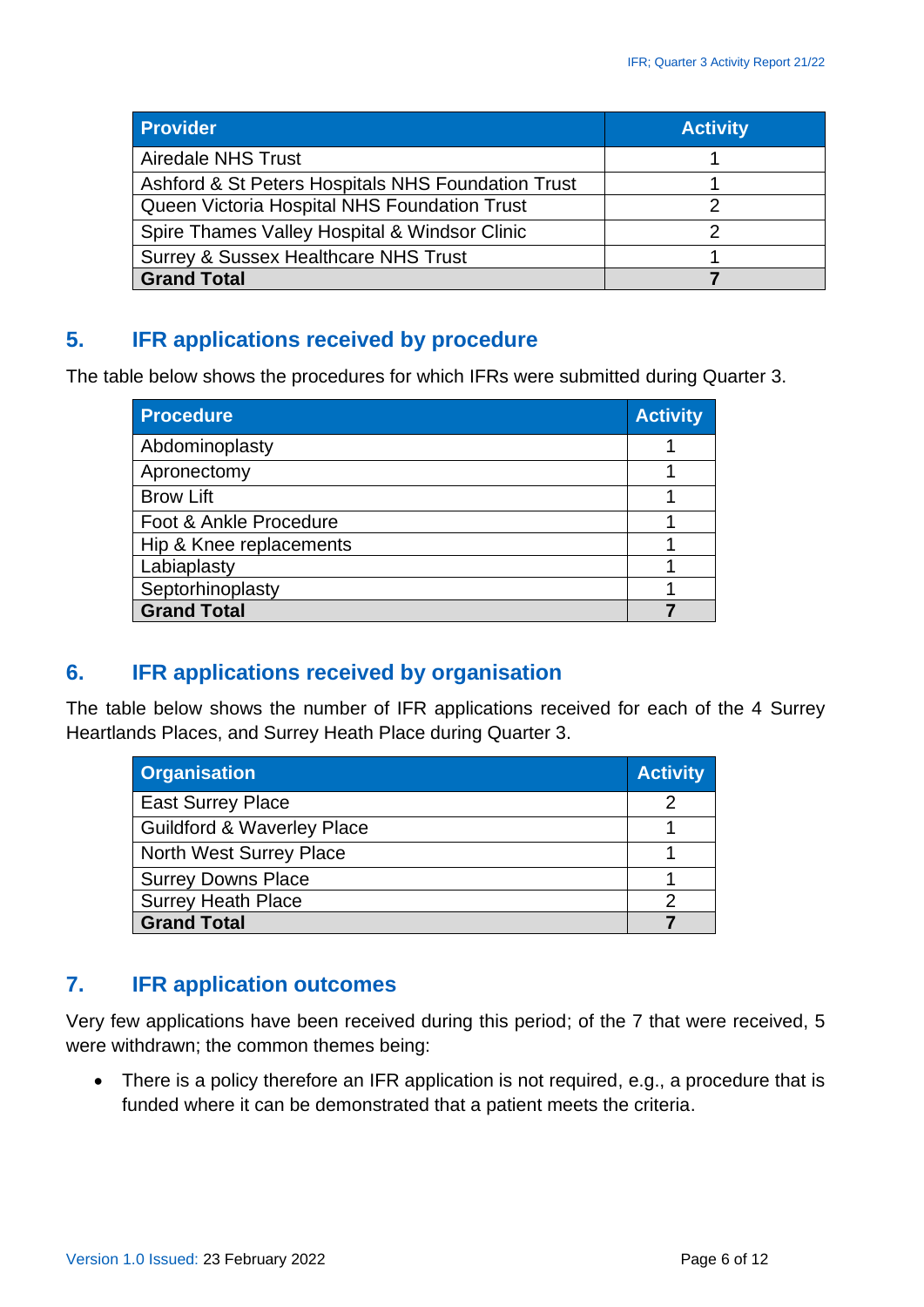| Provider | Activity |
|---|---|
| Airedale NHS Trust | 1 |
| Ashford & St Peters Hospitals NHS Foundation Trust | 1 |
| Queen Victoria Hospital NHS Foundation Trust | 2 |
| Spire Thames Valley Hospital & Windsor Clinic | 2 |
| Surrey & Sussex Healthcare NHS Trust | 1 |
| **Grand Total** | **7** |

## 5. IFR applications received by procedure

The table below shows the procedures for which IFRs were submitted during Quarter 3.

| Procedure | Activity |
|---|---|
| Abdominoplasty | 1 |
| Apronectomy | 1 |
| Brow Lift | 1 |
| Foot & Ankle Procedure | 1 |
| Hip & Knee replacements | 1 |
| Labiaplasty | 1 |
| Septorhinoplasty | 1 |
| **Grand Total** | **7** |

## 6. IFR applications received by organisation

The table below shows the number of IFR applications received for each of the 4 Surrey Heartlands Places, and Surrey Heath Place during Quarter 3.

| Organisation | Activity |
|---|---|
| East Surrey Place | 2 |
| Guildford & Waverley Place | 1 |
| North West Surrey Place | 1 |
| Surrey Downs Place | 1 |
| Surrey Heath Place | 2 |
| **Grand Total** | **7** |

## 7. IFR application outcomes

Very few applications have been received during this period; of the 7 that were received, 5 were withdrawn; the common themes being:

- There is a policy therefore an IFR application is not required, e.g., a procedure that is funded where it can be demonstrated that a patient meets the criteria.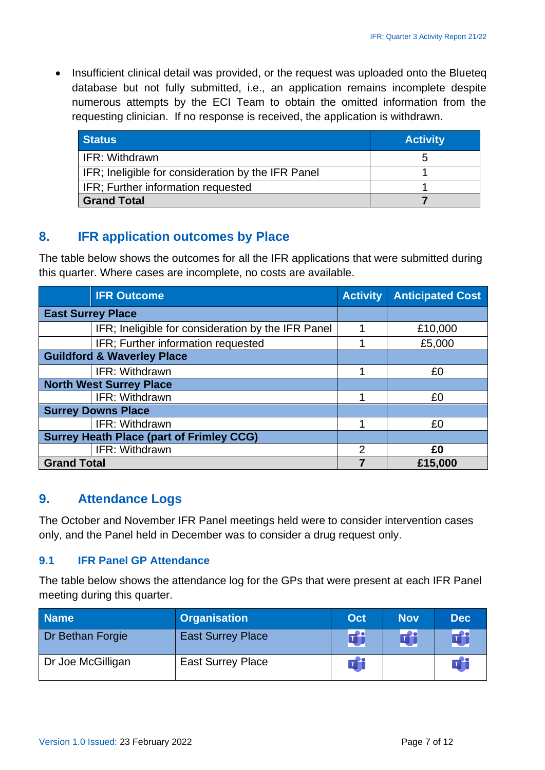- Insufficient clinical detail was provided, or the request was uploaded onto the Blueteq database but not fully submitted, i.e., an application remains incomplete despite numerous attempts by the ECI Team to obtain the omitted information from the requesting clinician. If no response is received, the application is withdrawn.

| Status | Activity |
|---|---|
| IFR: Withdrawn | 5 |
| IFR; Ineligible for consideration by the IFR Panel | 1 |
| IFR; Further information requested | 1 |
| **Grand Total** | **7** |

## 8. IFR application outcomes by Place

The table below shows the outcomes for all the IFR applications that were submitted during this quarter. Where cases are incomplete, no costs are available.

| | IFR Outcome | Activity | Anticipated Cost |
|---|---|---|---|
| **East Surrey Place** | | | |
| | IFR; Ineligible for consideration by the IFR Panel | 1 | £10,000 |
| | IFR; Further information requested | 1 | £5,000 |
| **Guildford & Waverley Place** | | | |
| | IFR: Withdrawn | 1 | £0 |
| **North West Surrey Place** | | | |
| | IFR: Withdrawn | 1 | £0 |
| **Surrey Downs Place** | | | |
| | IFR: Withdrawn | 1 | £0 |
| **Surrey Heath Place (part of Frimley CCG)** | | | |
| | IFR: Withdrawn | 2 | **£0** |
| **Grand Total** | | **7** | **£15,000** |

## 9. Attendance Logs

The October and November IFR Panel meetings held were to consider intervention cases only, and the Panel held in December was to consider a drug request only.

### 9.1 IFR Panel GP Attendance

The table below shows the attendance log for the GPs that were present at each IFR Panel meeting during this quarter.

| Name | Organisation | Oct | Nov | Dec |
|---|---|---|---|---|
| Dr Bethan Forgie | East Surrey Place | T | T | T |
| Dr Joe McGilligan | East Surrey Place | T | | T |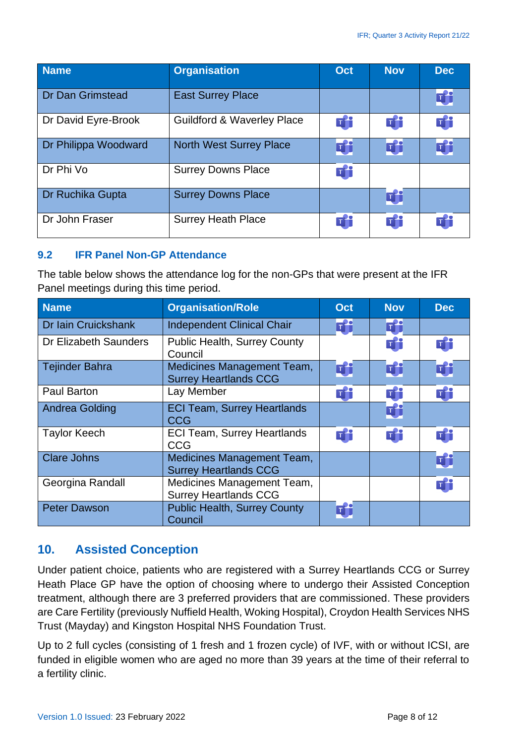| Name | Organisation | Oct | Nov | Dec |
|---|---|---|---|---|
| Dr Dan Grimstead | East Surrey Place | | | ✓ |
| Dr David Eyre-Brook | Guildford & Waverley Place | ✓ | ✓ | ✓ |
| Dr Philippa Woodward | North West Surrey Place | ✓ | ✓ | ✓ |
| Dr Phi Vo | Surrey Downs Place | ✓ | | |
| Dr Ruchika Gupta | Surrey Downs Place | | ✓ | |
| Dr John Fraser | Surrey Heath Place | ✓ | ✓ | ✓ |

### 9.2 IFR Panel Non-GP Attendance

The table below shows the attendance log for the non-GPs that were present at the IFR Panel meetings during this time period.

| Name | Organisation/Role | Oct | Nov | Dec |
|---|---|---|---|---|
| Dr Iain Cruickshank | Independent Clinical Chair | ✓ | ✓ | |
| Dr Elizabeth Saunders | Public Health, Surrey County Council | | ✓ | ✓ |
| Tejinder Bahra | Medicines Management Team, Surrey Heartlands CCG | ✓ | ✓ | ✓ |
| Paul Barton | Lay Member | ✓ | ✓ | ✓ |
| Andrea Golding | ECI Team, Surrey Heartlands CCG | | ✓ | |
| Taylor Keech | ECI Team, Surrey Heartlands CCG | ✓ | ✓ | ✓ |
| Clare Johns | Medicines Management Team, Surrey Heartlands CCG | | | ✓ |
| Georgina Randall | Medicines Management Team, Surrey Heartlands CCG | | | ✓ |
| Peter Dawson | Public Health, Surrey County Council | ✓ | | |

## 10. Assisted Conception

Under patient choice, patients who are registered with a Surrey Heartlands CCG or Surrey Heath Place GP have the option of choosing where to undergo their Assisted Conception treatment, although there are 3 preferred providers that are commissioned. These providers are Care Fertility (previously Nuffield Health, Woking Hospital), Croydon Health Services NHS Trust (Mayday) and Kingston Hospital NHS Foundation Trust.

Up to 2 full cycles (consisting of 1 fresh and 1 frozen cycle) of IVF, with or without ICSI, are funded in eligible women who are aged no more than 39 years at the time of their referral to a fertility clinic.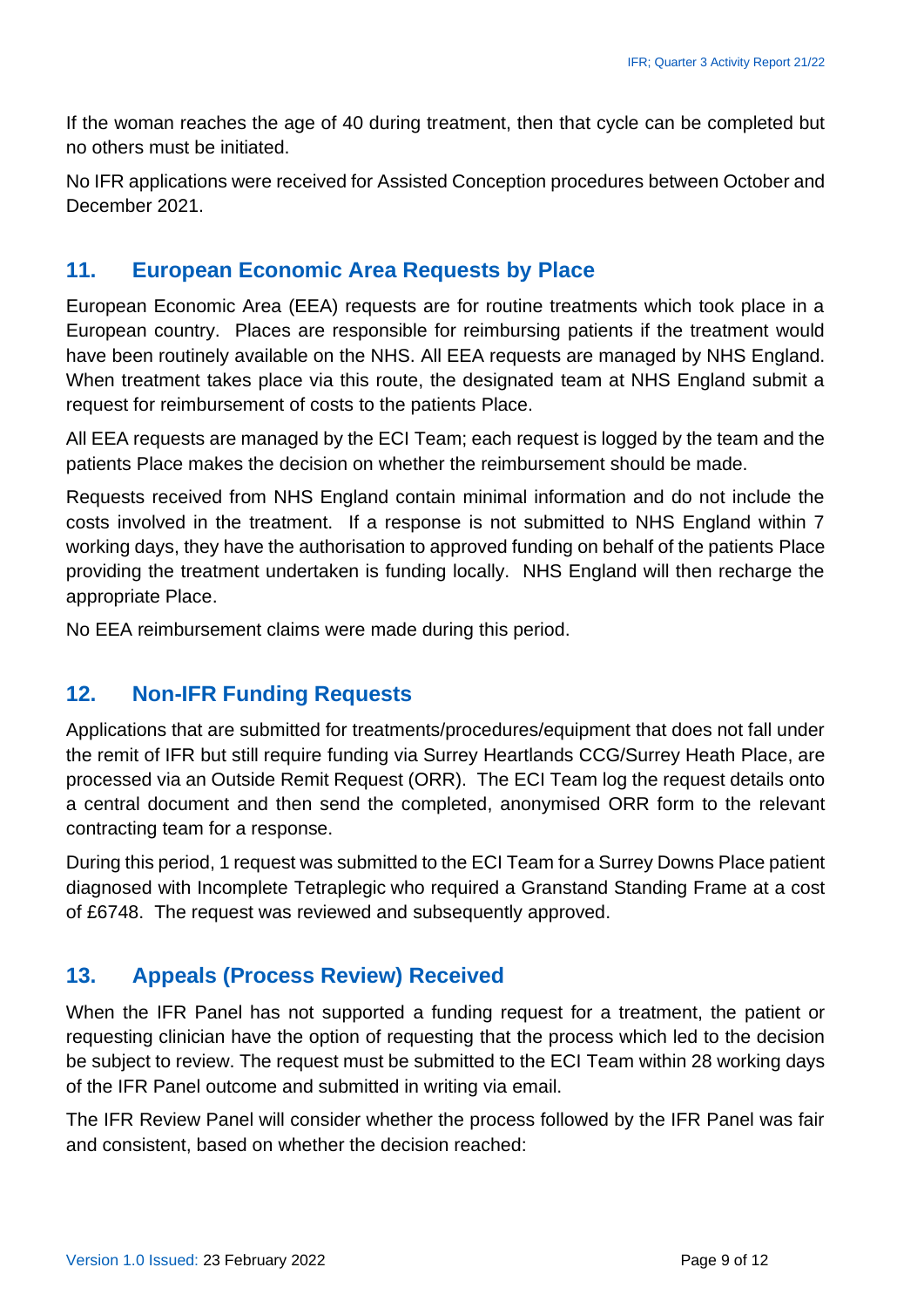If the woman reaches the age of 40 during treatment, then that cycle can be completed but no others must be initiated.

No IFR applications were received for Assisted Conception procedures between October and December 2021.

## 11. European Economic Area Requests by Place

European Economic Area (EEA) requests are for routine treatments which took place in a European country. Places are responsible for reimbursing patients if the treatment would have been routinely available on the NHS. All EEA requests are managed by NHS England. When treatment takes place via this route, the designated team at NHS England submit a request for reimbursement of costs to the patients Place.

All EEA requests are managed by the ECI Team; each request is logged by the team and the patients Place makes the decision on whether the reimbursement should be made.

Requests received from NHS England contain minimal information and do not include the costs involved in the treatment. If a response is not submitted to NHS England within 7 working days, they have the authorisation to approved funding on behalf of the patients Place providing the treatment undertaken is funding locally. NHS England will then recharge the appropriate Place.

No EEA reimbursement claims were made during this period.

## 12. Non-IFR Funding Requests

Applications that are submitted for treatments/procedures/equipment that does not fall under the remit of IFR but still require funding via Surrey Heartlands CCG/Surrey Heath Place, are processed via an Outside Remit Request (ORR). The ECI Team log the request details onto a central document and then send the completed, anonymised ORR form to the relevant contracting team for a response.

During this period, 1 request was submitted to the ECI Team for a Surrey Downs Place patient diagnosed with Incomplete Tetraplegic who required a Granstand Standing Frame at a cost of £6748. The request was reviewed and subsequently approved.

## 13. Appeals (Process Review) Received

When the IFR Panel has not supported a funding request for a treatment, the patient or requesting clinician have the option of requesting that the process which led to the decision be subject to review. The request must be submitted to the ECI Team within 28 working days of the IFR Panel outcome and submitted in writing via email.

The IFR Review Panel will consider whether the process followed by the IFR Panel was fair and consistent, based on whether the decision reached: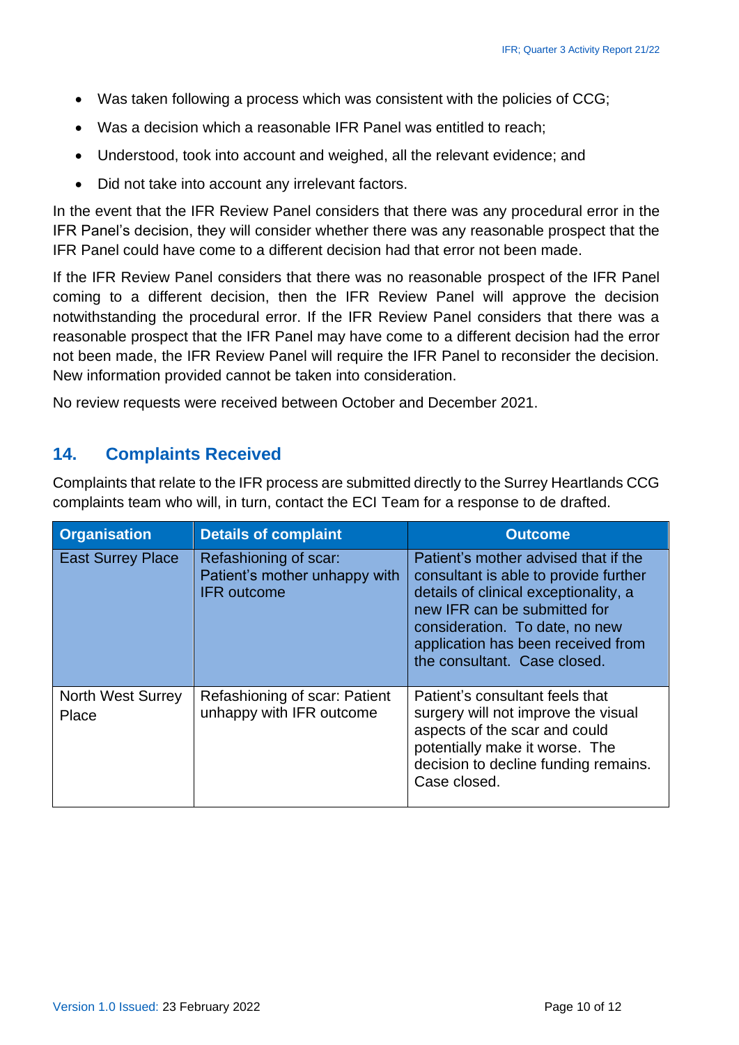- Was taken following a process which was consistent with the policies of CCG;
- Was a decision which a reasonable IFR Panel was entitled to reach;
- Understood, took into account and weighed, all the relevant evidence; and
- Did not take into account any irrelevant factors.

In the event that the IFR Review Panel considers that there was any procedural error in the IFR Panel's decision, they will consider whether there was any reasonable prospect that the IFR Panel could have come to a different decision had that error not been made.

If the IFR Review Panel considers that there was no reasonable prospect of the IFR Panel coming to a different decision, then the IFR Review Panel will approve the decision notwithstanding the procedural error. If the IFR Review Panel considers that there was a reasonable prospect that the IFR Panel may have come to a different decision had the error not been made, the IFR Review Panel will require the IFR Panel to reconsider the decision. New information provided cannot be taken into consideration.

No review requests were received between October and December 2021.

## 14. Complaints Received

Complaints that relate to the IFR process are submitted directly to the Surrey Heartlands CCG complaints team who will, in turn, contact the ECI Team for a response to de drafted.

| Organisation | Details of complaint | Outcome |
|---|---|---|
| East Surrey Place | Refashioning of scar: Patient's mother unhappy with IFR outcome | Patient's mother advised that if the consultant is able to provide further details of clinical exceptionality, a new IFR can be submitted for consideration. To date, no new application has been received from the consultant. Case closed. |
| North West Surrey Place | Refashioning of scar: Patient unhappy with IFR outcome | Patient's consultant feels that surgery will not improve the visual aspects of the scar and could potentially make it worse. The decision to decline funding remains. Case closed. |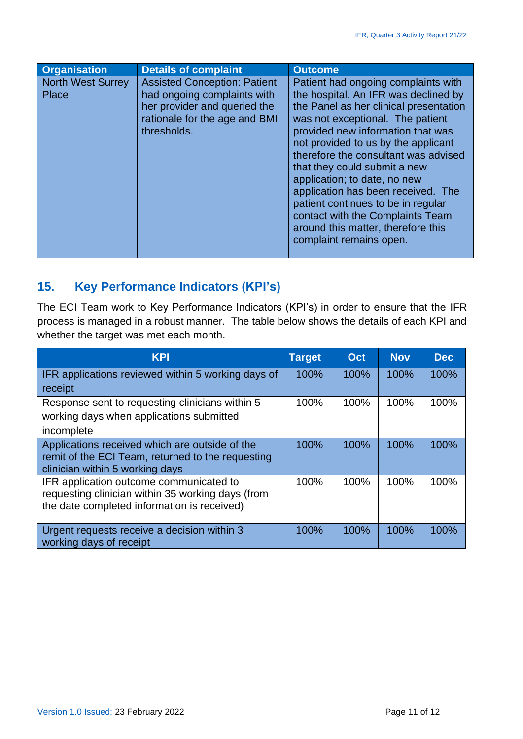| Organisation | Details of complaint | Outcome |
|---|---|---|
| North West Surrey Place | Assisted Conception: Patient had ongoing complaints with her provider and queried the rationale for the age and BMI thresholds. | Patient had ongoing complaints with the hospital. An IFR was declined by the Panel as her clinical presentation was not exceptional. The patient provided new information that was not provided to us by the applicant therefore the consultant was advised that they could submit a new application; to date, no new application has been received. The patient continues to be in regular contact with the Complaints Team around this matter, therefore this complaint remains open. |

## 15. Key Performance Indicators (KPI's)

The ECI Team work to Key Performance Indicators (KPI's) in order to ensure that the IFR process is managed in a robust manner. The table below shows the details of each KPI and whether the target was met each month.

| KPI | Target | Oct | Nov | Dec |
|---|---|---|---|---|
| IFR applications reviewed within 5 working days of receipt | 100% | 100% | 100% | 100% |
| Response sent to requesting clinicians within 5 working days when applications submitted incomplete | 100% | 100% | 100% | 100% |
| Applications received which are outside of the remit of the ECI Team, returned to the requesting clinician within 5 working days | 100% | 100% | 100% | 100% |
| IFR application outcome communicated to requesting clinician within 35 working days (from the date completed information is received) | 100% | 100% | 100% | 100% |
| Urgent requests receive a decision within 3 working days of receipt | 100% | 100% | 100% | 100% |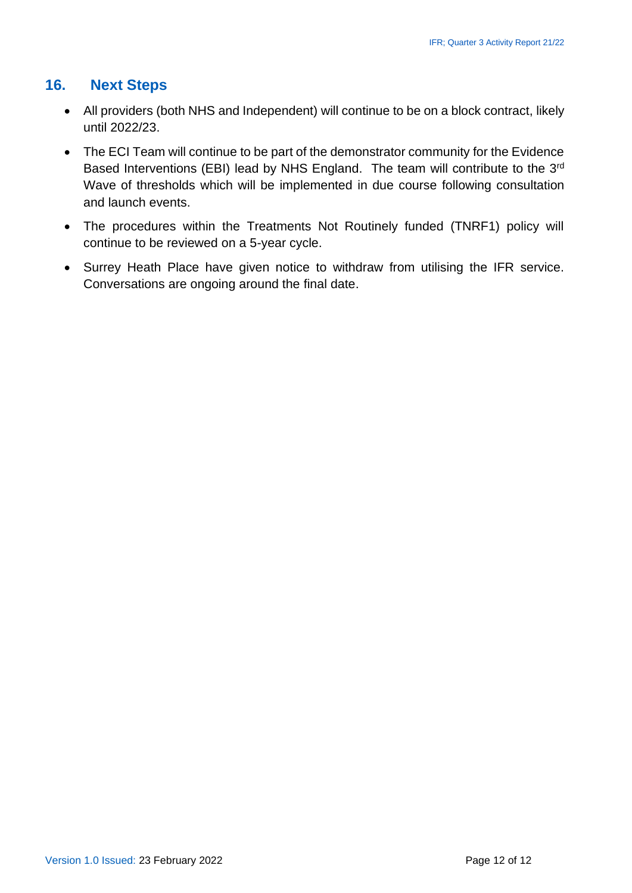## 16. Next Steps

- All providers (both NHS and Independent) will continue to be on a block contract, likely until 2022/23.
- The ECI Team will continue to be part of the demonstrator community for the Evidence Based Interventions (EBI) lead by NHS England. The team will contribute to the 3rd Wave of thresholds which will be implemented in due course following consultation and launch events.
- The procedures within the Treatments Not Routinely funded (TNRF1) policy will continue to be reviewed on a 5-year cycle.
- Surrey Heath Place have given notice to withdraw from utilising the IFR service. Conversations are ongoing around the final date.